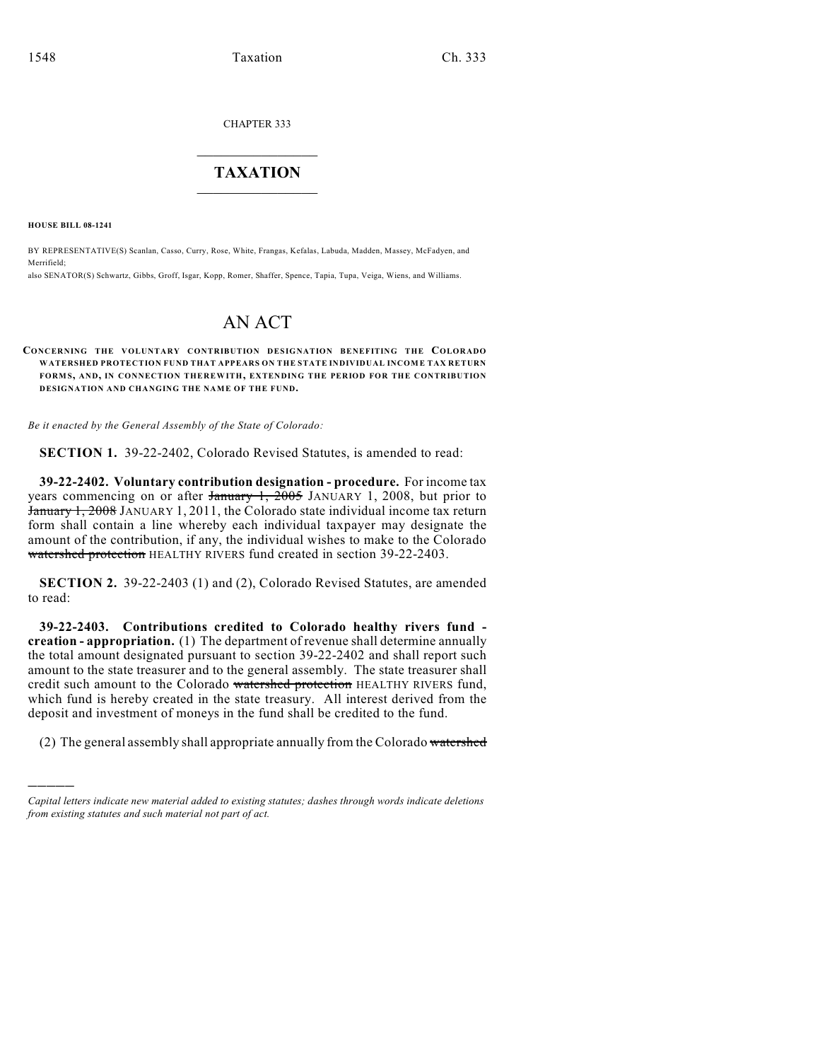CHAPTER 333

# TAXATION

**HOUSE BILL 08-1241**

BY REPRESENTATIVE(S) Scanlan, Casso, Curry, Rose, White, Frangas, Kefalas, Labuda, Madden, Massey, McFadyen, and Merrifield;
also SENATOR(S) Schwartz, Gibbs, Groff, Isgar, Kopp, Romer, Shaffer, Spence, Tapia, Tupa, Veiga, Wiens, and Williams.

# AN ACT

**CONCERNING THE VOLUNTARY CONTRIBUTION DESIGNATION BENEFITING THE COLORADO WATERSHED PROTECTION FUND THAT APPEARS ON THE STATE INDIVIDUAL INCOME TAX RETURN FORMS, AND, IN CONNECTION THEREWITH, EXTENDING THE PERIOD FOR THE CONTRIBUTION DESIGNATION AND CHANGING THE NAME OF THE FUND.**

*Be it enacted by the General Assembly of the State of Colorado:*

**SECTION 1.** 39-22-2402, Colorado Revised Statutes, is amended to read:

**39-22-2402. Voluntary contribution designation - procedure.** For income tax years commencing on or after ~~January 1, 2005~~ JANUARY 1, 2008, but prior to ~~January 1, 2008~~ JANUARY 1, 2011, the Colorado state individual income tax return form shall contain a line whereby each individual taxpayer may designate the amount of the contribution, if any, the individual wishes to make to the Colorado ~~watershed protection~~ HEALTHY RIVERS fund created in section 39-22-2403.

**SECTION 2.** 39-22-2403 (1) and (2), Colorado Revised Statutes, are amended to read:

**39-22-2403. Contributions credited to Colorado healthy rivers fund - creation - appropriation.** (1) The department of revenue shall determine annually the total amount designated pursuant to section 39-22-2402 and shall report such amount to the state treasurer and to the general assembly. The state treasurer shall credit such amount to the Colorado ~~watershed protection~~ HEALTHY RIVERS fund, which fund is hereby created in the state treasury. All interest derived from the deposit and investment of moneys in the fund shall be credited to the fund.

(2) The general assembly shall appropriate annually from the Colorado ~~watershed~~

---

*Capital letters indicate new material added to existing statutes; dashes through words indicate deletions from existing statutes and such material not part of act.*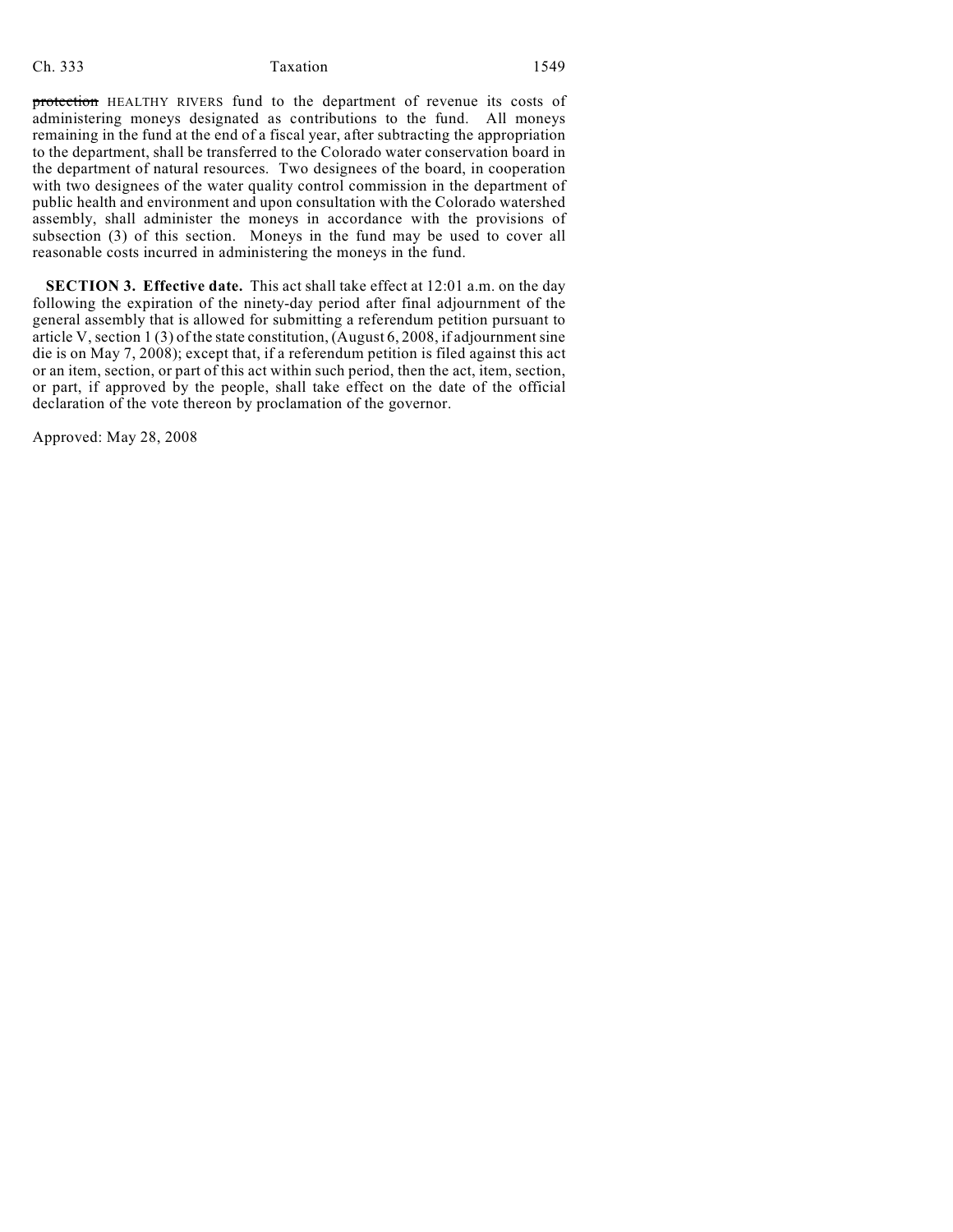~~protection~~ HEALTHY RIVERS fund to the department of revenue its costs of administering moneys designated as contributions to the fund. All moneys remaining in the fund at the end of a fiscal year, after subtracting the appropriation to the department, shall be transferred to the Colorado water conservation board in the department of natural resources. Two designees of the board, in cooperation with two designees of the water quality control commission in the department of public health and environment and upon consultation with the Colorado watershed assembly, shall administer the moneys in accordance with the provisions of subsection (3) of this section. Moneys in the fund may be used to cover all reasonable costs incurred in administering the moneys in the fund.

**SECTION 3. Effective date.** This act shall take effect at 12:01 a.m. on the day following the expiration of the ninety-day period after final adjournment of the general assembly that is allowed for submitting a referendum petition pursuant to article V, section 1 (3) of the state constitution, (August 6, 2008, if adjournment sine die is on May 7, 2008); except that, if a referendum petition is filed against this act or an item, section, or part of this act within such period, then the act, item, section, or part, if approved by the people, shall take effect on the date of the official declaration of the vote thereon by proclamation of the governor.

Approved: May 28, 2008